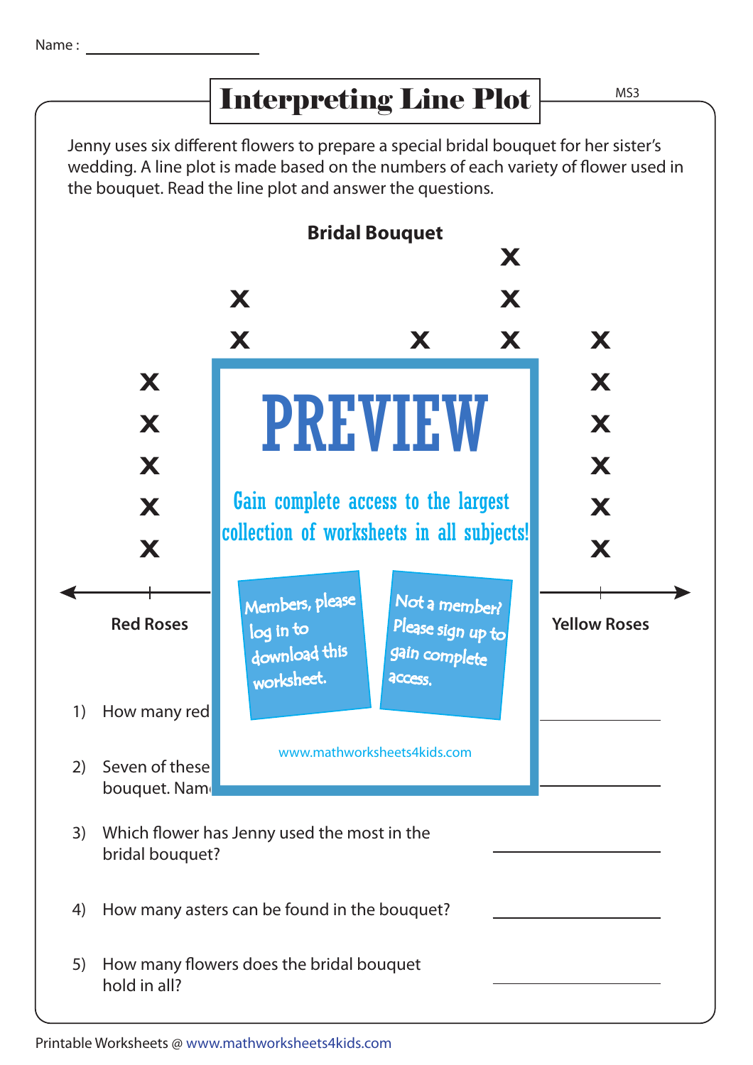Name : ____________________

# Interpreting Line Plot

MS3

Jenny uses six different flowers to prepare a special bridal bouquet for her sister's wedding. A line plot is made based on the numbers of each variety of flower used in the bouquet. Read the line plot and answer the questions.

**Bridal Bouquet**

| Red Roses | (hidden) | (hidden) | (hidden) | (hidden) | Yellow Roses |
|---|---|---|---|---|---|
| x x x x x | x x … | | x … | x x x … | x x x x x x |

PREVIEW

Gain complete access to the largest collection of worksheets in all subjects!

Members, please log in to download this worksheet.

Not a member? Please sign up to gain complete access.

www.mathworksheets4kids.com

1) How many red ____________________

2) Seven of these ... bouquet. Nam... ____________________

3) Which flower has Jenny used the most in the bridal bouquet? ____________________

4) How many asters can be found in the bouquet? ____________________

5) How many flowers does the bridal bouquet hold in all? ____________________

Printable Worksheets @ www.mathworksheets4kids.com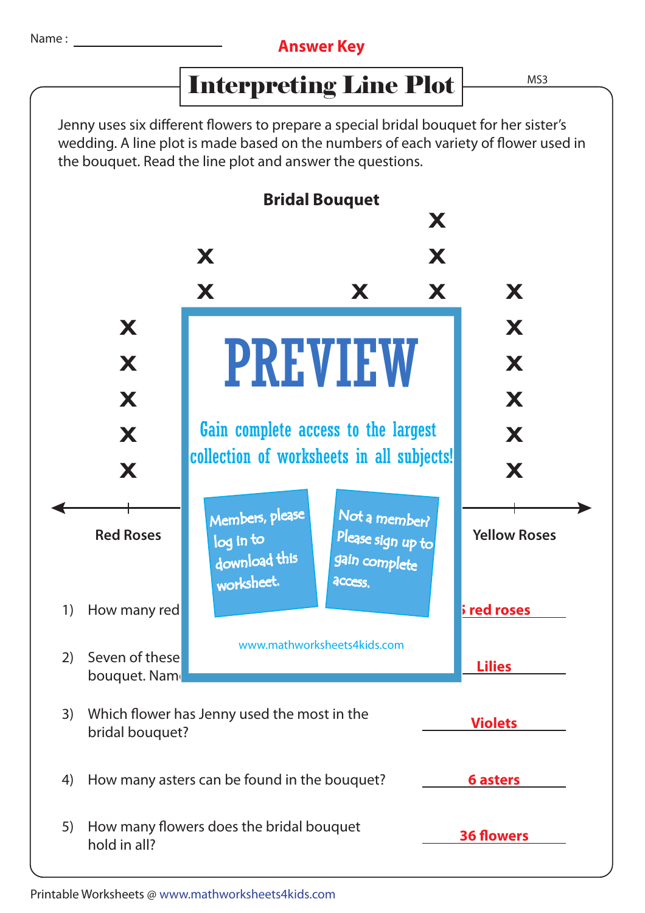Name : ________________

**Answer Key**

# Interpreting Line Plot

MS3

Jenny uses six different flowers to prepare a special bridal bouquet for her sister's wedding. A line plot is made based on the numbers of each variety of flower used in the bouquet. Read the line plot and answer the questions.

**Bridal Bouquet**

Red Roses

Yellow Roses

PREVIEW

Gain complete access to the largest collection of worksheets in all subjects!

Members, please log in to download this worksheet.

Not a member? Please sign up to gain complete access.

www.mathworksheets4kids.com

1) How many red ... **5 red roses**

2) Seven of these ... bouquet. Nam... **Lilies**

3) Which flower has Jenny used the most in the bridal bouquet? **Violets**

4) How many asters can be found in the bouquet? **6 asters**

5) How many flowers does the bridal bouquet hold in all? **36 flowers**

Printable Worksheets @ www.mathworksheets4kids.com